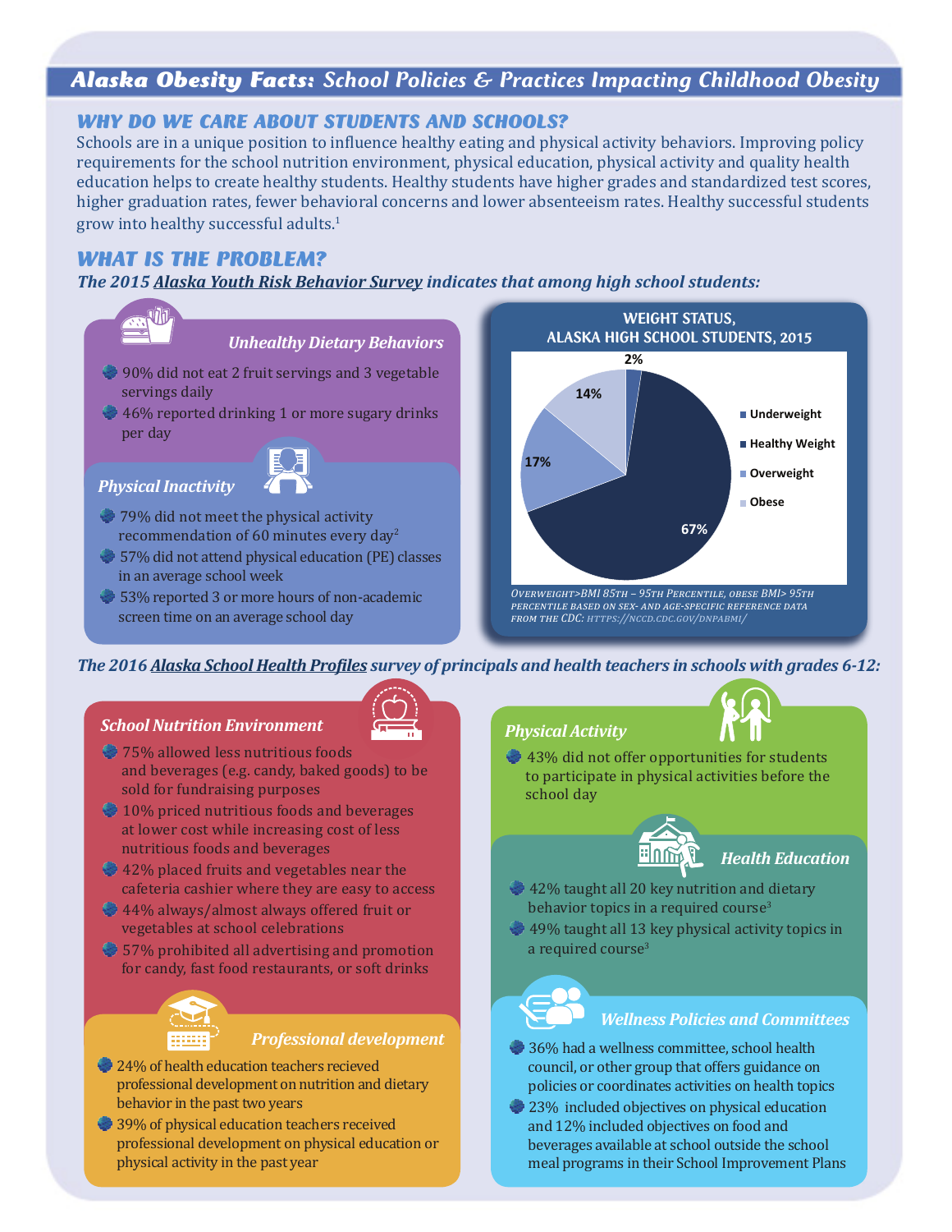# Alaska Obesity Facts: School Policies & Practices Impacting Childhood Obesity

## WHY DO WE CARE ABOUT STUDENTS AND SCHOOLS?

Schools are in a unique position to influence healthy eating and physical activity behaviors. Improving policy requirements for the school nutrition environment, physical education, physical activity and quality health education helps to create healthy students. Healthy students have higher grades and standardized test scores, higher graduation rates, fewer behavioral concerns and lower absenteeism rates. Healthy successful students grow into healthy successful adults.[1]

## WHAT IS THE PROBLEM?

***The 2015 Alaska Youth Risk Behavior Survey indicates that among high school students:***

### Unhealthy Dietary Behaviors

- 90% did not eat 2 fruit servings and 3 vegetable servings daily
- 46% reported drinking 1 or more sugary drinks per day

### Physical Inactivity

- 79% did not meet the physical activity recommendation of 60 minutes every day[2]
- 57% did not attend physical education (PE) classes in an average school week
- 53% reported 3 or more hours of non-academic screen time on an average school day

**WEIGHT STATUS, ALASKA HIGH SCHOOL STUDENTS, 2015**

| Weight Status | Percent |
| --- | --- |
| Underweight | 2% |
| Healthy Weight | 67% |
| Overweight | 17% |
| Obese | 14% |

*Overweight>BMI 85th – 95th Percentile, obese BMI> 95th percentile based on sex- and age-specific reference data from the CDC: https://nccd.cdc.gov/dnpabmi/*

***The 2016 Alaska School Health Profiles survey of principals and health teachers in schools with grades 6-12:***

### School Nutrition Environment

- 75% allowed less nutritious foods and beverages (e.g. candy, baked goods) to be sold for fundraising purposes
- 10% priced nutritious foods and beverages at lower cost while increasing cost of less nutritious foods and beverages
- 42% placed fruits and vegetables near the cafeteria cashier where they are easy to access
- 44% always/almost always offered fruit or vegetables at school celebrations
- 57% prohibited all advertising and promotion for candy, fast food restaurants, or soft drinks

### Professional development

- 24% of health education teachers recieved professional development on nutrition and dietary behavior in the past two years
- 39% of physical education teachers received professional development on physical education or physical activity in the past year

### Physical Activity

- 43% did not offer opportunities for students to participate in physical activities before the school day

### Health Education

- 42% taught all 20 key nutrition and dietary behavior topics in a required course[3]
- 49% taught all 13 key physical activity topics in a required course[3]

### Wellness Policies and Committees

- 36% had a wellness committee, school health council, or other group that offers guidance on policies or coordinates activities on health topics
- 23% included objectives on physical education and 12% included objectives on food and beverages available at school outside the school meal programs in their School Improvement Plans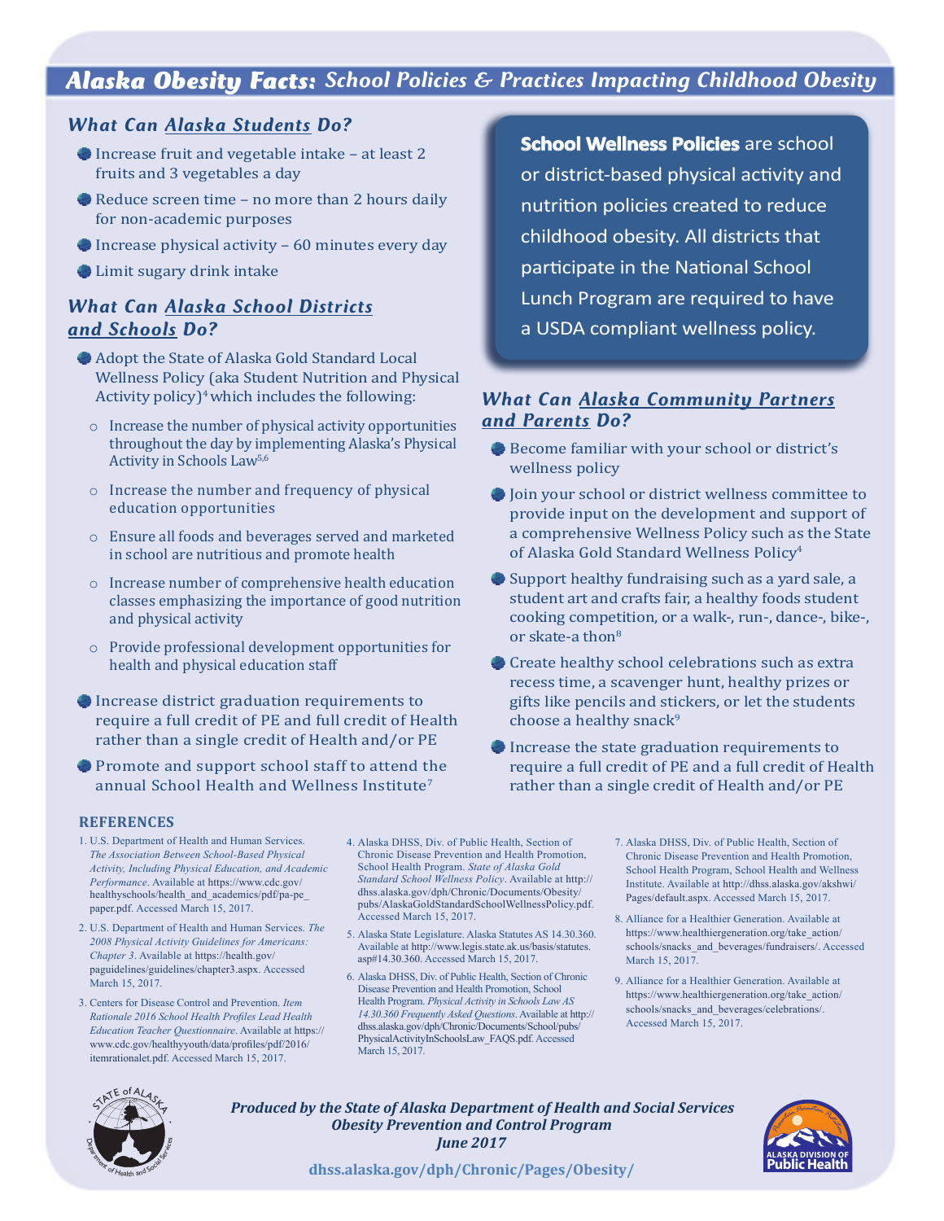# *Alaska Obesity Facts: School Policies & Practices Impacting Childhood Obesity*

## *What Can Alaska Students Do?*

- Increase fruit and vegetable intake – at least 2 fruits and 3 vegetables a day
- Reduce screen time – no more than 2 hours daily for non-academic purposes
- Increase physical activity – 60 minutes every day
- Limit sugary drink intake

## *What Can Alaska School Districts and Schools Do?*

- Adopt the State of Alaska Gold Standard Local Wellness Policy (aka Student Nutrition and Physical Activity policy)[4] which includes the following:
  - Increase the number of physical activity opportunities throughout the day by implementing Alaska's Physical Activity in Schools Law[5,6]
  - Increase the number and frequency of physical education opportunities
  - Ensure all foods and beverages served and marketed in school are nutritious and promote health
  - Increase number of comprehensive health education classes emphasizing the importance of good nutrition and physical activity
  - Provide professional development opportunities for health and physical education staff
- Increase district graduation requirements to require a full credit of PE and full credit of Health rather than a single credit of Health and/or PE
- Promote and support school staff to attend the annual School Health and Wellness Institute[7]

**School Wellness Policies** are school or district-based physical activity and nutrition policies created to reduce childhood obesity. All districts that participate in the National School Lunch Program are required to have a USDA compliant wellness policy.

## *What Can Alaska Community Partners and Parents Do?*

- Become familiar with your school or district's wellness policy
- Join your school or district wellness committee to provide input on the development and support of a comprehensive Wellness Policy such as the State of Alaska Gold Standard Wellness Policy[4]
- Support healthy fundraising such as a yard sale, a student art and crafts fair, a healthy foods student cooking competition, or a walk-, run-, dance-, bike-, or skate-a thon[8]
- Create healthy school celebrations such as extra recess time, a scavenger hunt, healthy prizes or gifts like pencils and stickers, or let the students choose a healthy snack[9]
- Increase the state graduation requirements to require a full credit of PE and a full credit of Health rather than a single credit of Health and/or PE

### REFERENCES

1. U.S. Department of Health and Human Services. *The Association Between School-Based Physical Activity, Including Physical Education, and Academic Performance*. Available at https://www.cdc.gov/healthyschools/health_and_academics/pdf/pa-pe_paper.pdf. Accessed March 15, 2017.
2. U.S. Department of Health and Human Services. *The 2008 Physical Activity Guidelines for Americans: Chapter 3*. Available at https://health.gov/paguidelines/guidelines/chapter3.aspx. Accessed March 15, 2017.
3. Centers for Disease Control and Prevention. *Item Rationale 2016 School Health Profiles Lead Health Education Teacher Questionnaire*. Available at https://www.cdc.gov/healthyyouth/data/profiles/pdf/2016/itemrationalet.pdf. Accessed March 15, 2017.
4. Alaska DHSS, Div. of Public Health, Section of Chronic Disease Prevention and Health Promotion, School Health Program. *State of Alaska Gold Standard School Wellness Policy*. Available at http://dhss.alaska.gov/dph/Chronic/Documents/Obesity/pubs/AlaskaGoldStandardSchoolWellnessPolicy.pdf. Accessed March 15, 2017.
5. Alaska State Legislature. Alaska Statutes AS 14.30.360. Available at http://www.legis.state.ak.us/basis/statutes.asp#14.30.360. Accessed March 15, 2017.
6. Alaska DHSS, Div. of Public Health, Section of Chronic Disease Prevention and Health Promotion, School Health Program. *Physical Activity in Schools Law AS 14.30.360 Frequently Asked Questions*. Available at http://dhss.alaska.gov/dph/Chronic/Documents/School/pubs/PhysicalActivityInSchoolsLaw_FAQS.pdf. Accessed March 15, 2017.
7. Alaska DHSS, Div. of Public Health, Section of Chronic Disease Prevention and Health Promotion, School Health Program, School Health and Wellness Institute. Available at http://dhss.alaska.gov/akshwi/Pages/default.aspx. Accessed March 15, 2017.
8. Alliance for a Healthier Generation. Available at https://www.healthiergeneration.org/take_action/schools/snacks_and_beverages/fundraisers/. Accessed March 15, 2017.
9. Alliance for a Healthier Generation. Available at https://www.healthiergeneration.org/take_action/schools/snacks_and_beverages/celebrations/. Accessed March 15, 2017.

***Produced by the State of Alaska Department of Health and Social Services***
***Obesity Prevention and Control Program***
***June 2017***

**dhss.alaska.gov/dph/Chronic/Pages/Obesity/**